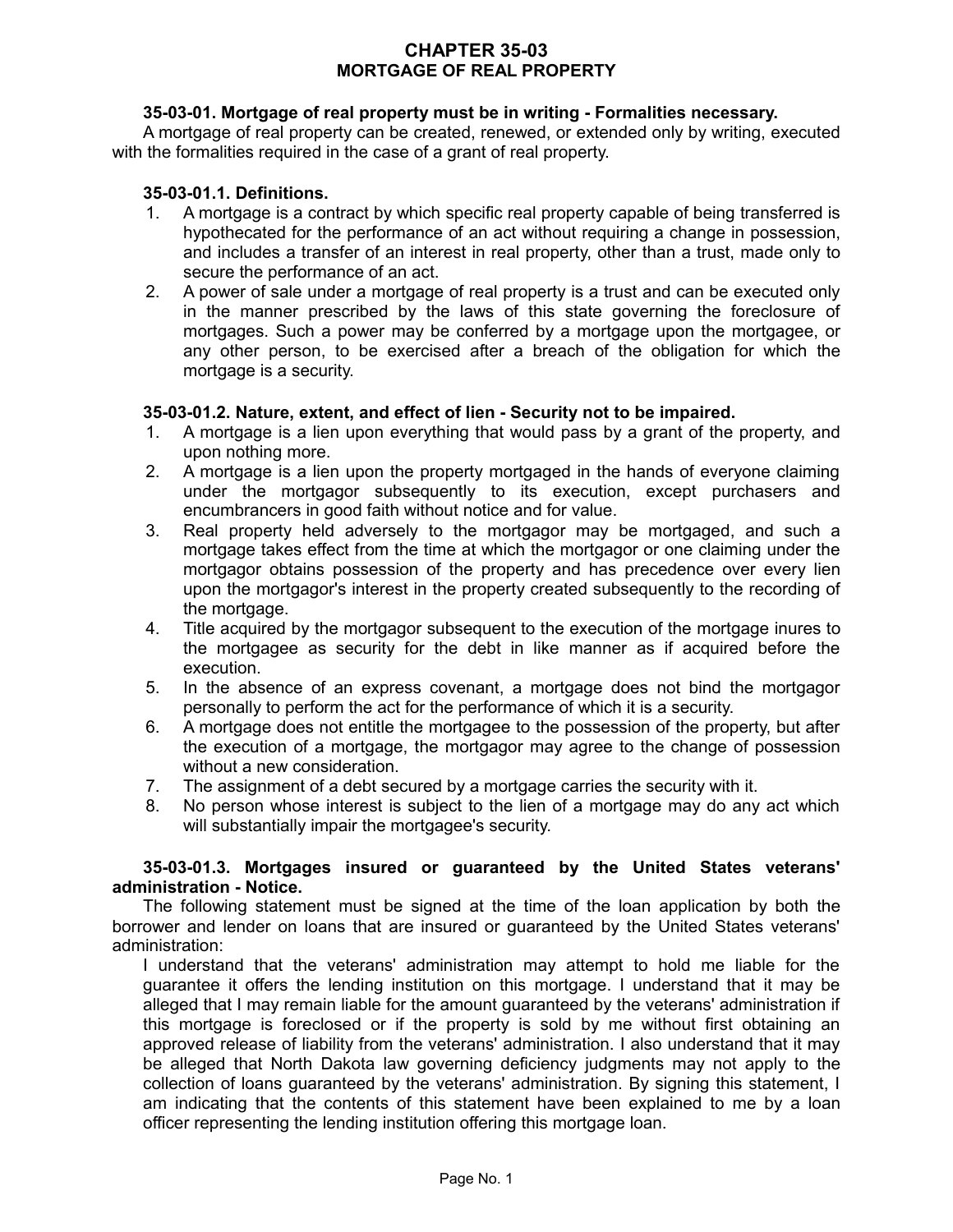# CHAPTER 35-03
# MORTGAGE OF REAL PROPERTY

**35-03-01. Mortgage of real property must be in writing - Formalities necessary.**

A mortgage of real property can be created, renewed, or extended only by writing, executed with the formalities required in the case of a grant of real property.

**35-03-01.1. Definitions.**

1. A mortgage is a contract by which specific real property capable of being transferred is hypothecated for the performance of an act without requiring a change in possession, and includes a transfer of an interest in real property, other than a trust, made only to secure the performance of an act.
2. A power of sale under a mortgage of real property is a trust and can be executed only in the manner prescribed by the laws of this state governing the foreclosure of mortgages. Such a power may be conferred by a mortgage upon the mortgagee, or any other person, to be exercised after a breach of the obligation for which the mortgage is a security.

**35-03-01.2. Nature, extent, and effect of lien - Security not to be impaired.**

1. A mortgage is a lien upon everything that would pass by a grant of the property, and upon nothing more.
2. A mortgage is a lien upon the property mortgaged in the hands of everyone claiming under the mortgagor subsequently to its execution, except purchasers and encumbrancers in good faith without notice and for value.
3. Real property held adversely to the mortgagor may be mortgaged, and such a mortgage takes effect from the time at which the mortgagor or one claiming under the mortgagor obtains possession of the property and has precedence over every lien upon the mortgagor's interest in the property created subsequently to the recording of the mortgage.
4. Title acquired by the mortgagor subsequent to the execution of the mortgage inures to the mortgagee as security for the debt in like manner as if acquired before the execution.
5. In the absence of an express covenant, a mortgage does not bind the mortgagor personally to perform the act for the performance of which it is a security.
6. A mortgage does not entitle the mortgagee to the possession of the property, but after the execution of a mortgage, the mortgagor may agree to the change of possession without a new consideration.
7. The assignment of a debt secured by a mortgage carries the security with it.
8. No person whose interest is subject to the lien of a mortgage may do any act which will substantially impair the mortgagee's security.

**35-03-01.3. Mortgages insured or guaranteed by the United States veterans' administration - Notice.**

The following statement must be signed at the time of the loan application by both the borrower and lender on loans that are insured or guaranteed by the United States veterans' administration:

I understand that the veterans' administration may attempt to hold me liable for the guarantee it offers the lending institution on this mortgage. I understand that it may be alleged that I may remain liable for the amount guaranteed by the veterans' administration if this mortgage is foreclosed or if the property is sold by me without first obtaining an approved release of liability from the veterans' administration. I also understand that it may be alleged that North Dakota law governing deficiency judgments may not apply to the collection of loans guaranteed by the veterans' administration. By signing this statement, I am indicating that the contents of this statement have been explained to me by a loan officer representing the lending institution offering this mortgage loan.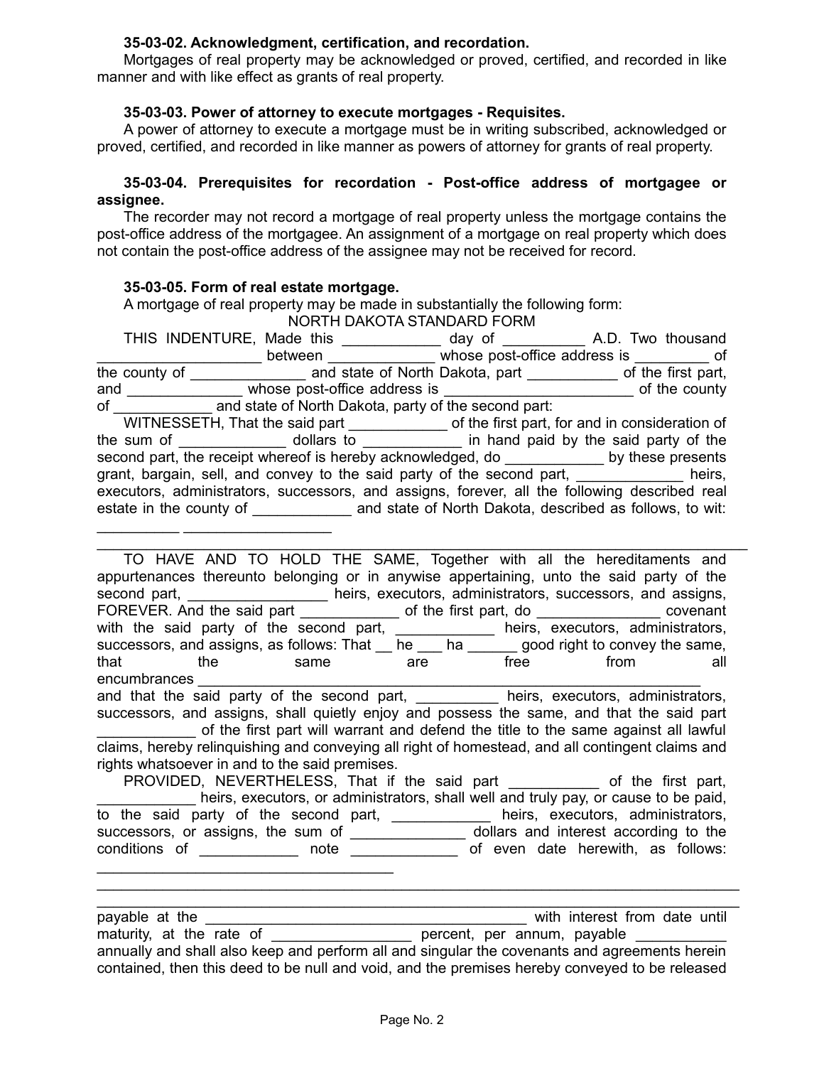**35-03-02. Acknowledgment, certification, and recordation.**

Mortgages of real property may be acknowledged or proved, certified, and recorded in like manner and with like effect as grants of real property.

**35-03-03. Power of attorney to execute mortgages - Requisites.**

A power of attorney to execute a mortgage must be in writing subscribed, acknowledged or proved, certified, and recorded in like manner as powers of attorney for grants of real property.

**35-03-04. Prerequisites for recordation - Post-office address of mortgagee or assignee.**

The recorder may not record a mortgage of real property unless the mortgage contains the post-office address of the mortgagee. An assignment of a mortgage on real property which does not contain the post-office address of the assignee may not be received for record.

**35-03-05. Form of real estate mortgage.**

A mortgage of real property may be made in substantially the following form:

NORTH DAKOTA STANDARD FORM

THIS INDENTURE, Made this ____________ day of __________ A.D. Two thousand ____________________ between _____________ whose post-office address is _________ of the county of ______________ and state of North Dakota, part ___________ of the first part, and ______________ whose post-office address is ________________________ of the county of ____________ and state of North Dakota, party of the second part:

WITNESSETH, That the said part ____________ of the first part, for and in consideration of the sum of _____________ dollars to ____________ in hand paid by the said party of the second part, the receipt whereof is hereby acknowledged, do ____________ by these presents grant, bargain, sell, and convey to the said party of the second part, _____________ heirs, executors, administrators, successors, and assigns, forever, all the following described real estate in the county of ____________ and state of North Dakota, described as follows, to wit: __________ __________________

____________________________________________________________________________

TO HAVE AND TO HOLD THE SAME, Together with all the hereditaments and appurtenances thereunto belonging or in anywise appertaining, unto the said party of the second part, _________________ heirs, executors, administrators, successors, and assigns, FOREVER. And the said part ____________ of the first part, do _______________ covenant with the said party of the second part, ____________ heirs, executors, administrators, successors, and assigns, as follows: That __ he ___ ha ______ good right to convey the same, that the same are free from all encumbrances _____________________________________________________________

and that the said party of the second part, __________ heirs, executors, administrators, successors, and assigns, shall quietly enjoy and possess the same, and that the said part ____________ of the first part will warrant and defend the title to the same against all lawful claims, hereby relinquishing and conveying all right of homestead, and all contingent claims and rights whatsoever in and to the said premises.

PROVIDED, NEVERTHELESS, That if the said part ___________ of the first part, ____________ heirs, executors, or administrators, shall well and truly pay, or cause to be paid, to the said party of the second part, ____________ heirs, executors, administrators, successors, or assigns, the sum of ______________ dollars and interest according to the conditions of ____________ note _____________ of even date herewith, as follows: ____________________________________

____________________________________________________________________________

____________________________________________________________________________

payable at the __________________________________________ with interest from date until maturity, at the rate of _________________ percent, per annum, payable ___________ annually and shall also keep and perform all and singular the covenants and agreements herein contained, then this deed to be null and void, and the premises hereby conveyed to be released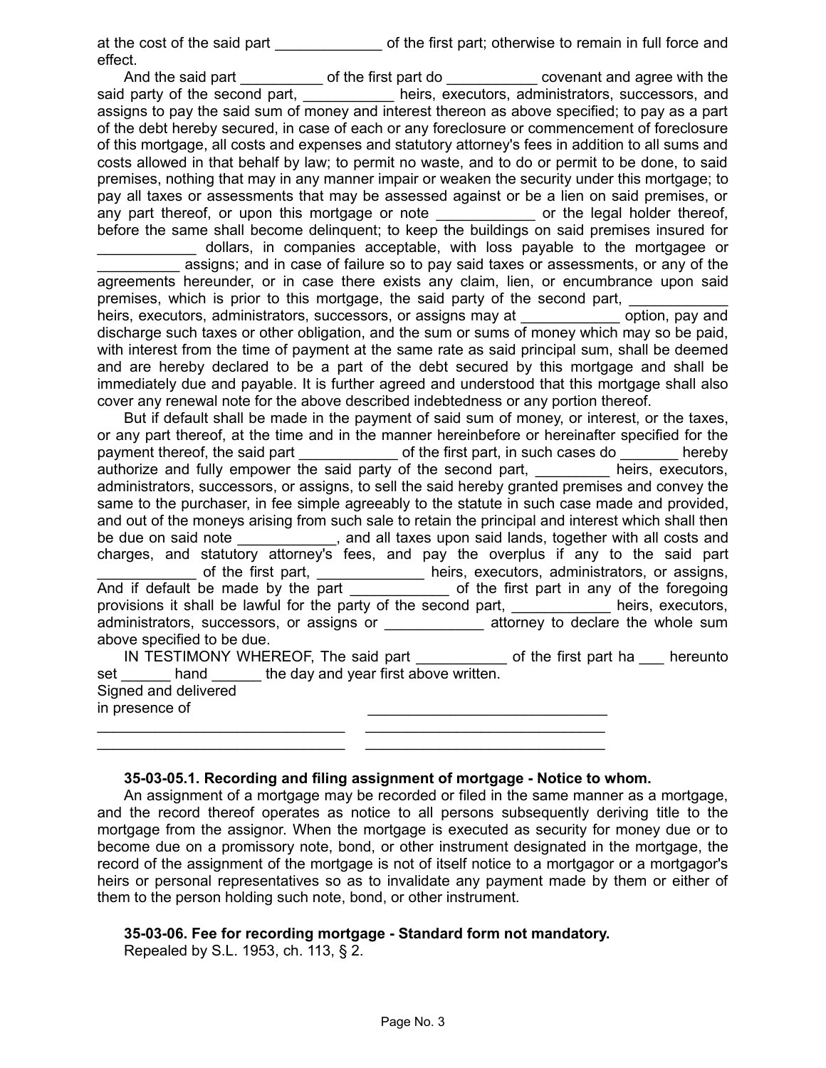at the cost of the said part _____________ of the first part; otherwise to remain in full force and effect.

And the said part __________ of the first part do ___________ covenant and agree with the said party of the second part, ___________ heirs, executors, administrators, successors, and assigns to pay the said sum of money and interest thereon as above specified; to pay as a part of the debt hereby secured, in case of each or any foreclosure or commencement of foreclosure of this mortgage, all costs and expenses and statutory attorney's fees in addition to all sums and costs allowed in that behalf by law; to permit no waste, and to do or permit to be done, to said premises, nothing that may in any manner impair or weaken the security under this mortgage; to pay all taxes or assessments that may be assessed against or be a lien on said premises, or any part thereof, or upon this mortgage or note ____________ or the legal holder thereof, before the same shall become delinquent; to keep the buildings on said premises insured for ____________ dollars, in companies acceptable, with loss payable to the mortgagee or __________ assigns; and in case of failure so to pay said taxes or assessments, or any of the agreements hereunder, or in case there exists any claim, lien, or encumbrance upon said premises, which is prior to this mortgage, the said party of the second part, ___________ heirs, executors, administrators, successors, or assigns may at ____________ option, pay and discharge such taxes or other obligation, and the sum or sums of money which may so be paid, with interest from the time of payment at the same rate as said principal sum, shall be deemed and are hereby declared to be a part of the debt secured by this mortgage and shall be immediately due and payable. It is further agreed and understood that this mortgage shall also cover any renewal note for the above described indebtedness or any portion thereof.

But if default shall be made in the payment of said sum of money, or interest, or the taxes, or any part thereof, at the time and in the manner hereinbefore or hereinafter specified for the payment thereof, the said part ____________ of the first part, in such cases do _______ hereby authorize and fully empower the said party of the second part, _________ heirs, executors, administrators, successors, or assigns, to sell the said hereby granted premises and convey the same to the purchaser, in fee simple agreeably to the statute in such case made and provided, and out of the moneys arising from such sale to retain the principal and interest which shall then be due on said note ____________, and all taxes upon said lands, together with all costs and charges, and statutory attorney's fees, and pay the overplus if any to the said part ____________ of the first part, _____________ heirs, executors, administrators, or assigns, And if default be made by the part ____________ of the first part in any of the foregoing provisions it shall be lawful for the party of the second part, ____________ heirs, executors, administrators, successors, or assigns or ____________ attorney to declare the whole sum above specified to be due.

IN TESTIMONY WHEREOF, The said part ___________ of the first part ha ___ hereunto set ______ hand ______ the day and year first above written.

Signed and delivered
in presence of
_____________________________

_____________________________ _____________________________
_____________________________ _____________________________

**35-03-05.1. Recording and filing assignment of mortgage - Notice to whom.**

An assignment of a mortgage may be recorded or filed in the same manner as a mortgage, and the record thereof operates as notice to all persons subsequently deriving title to the mortgage from the assignor. When the mortgage is executed as security for money due or to become due on a promissory note, bond, or other instrument designated in the mortgage, the record of the assignment of the mortgage is not of itself notice to a mortgagor or a mortgagor's heirs or personal representatives so as to invalidate any payment made by them or either of them to the person holding such note, bond, or other instrument.

**35-03-06. Fee for recording mortgage - Standard form not mandatory.**

Repealed by S.L. 1953, ch. 113, § 2.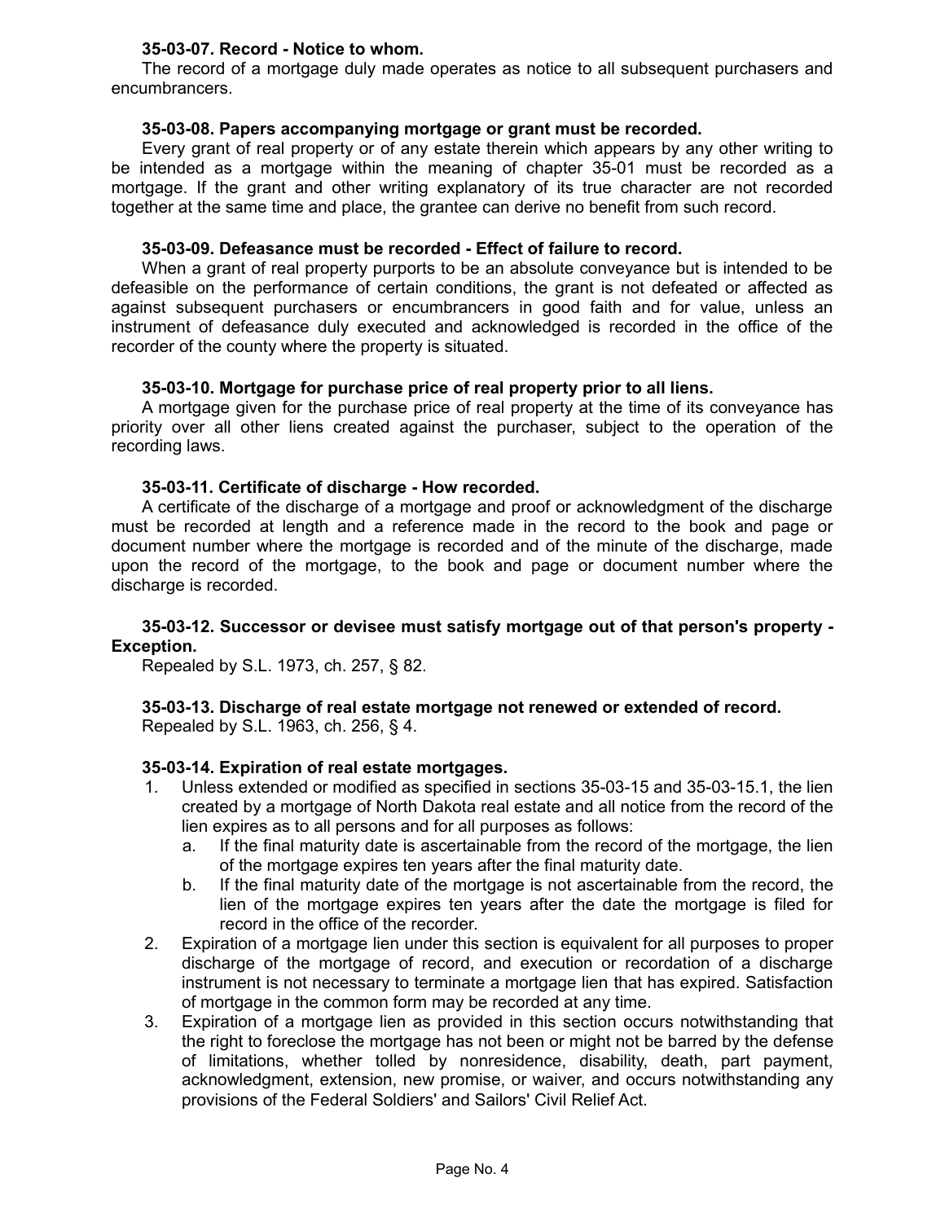**35-03-07. Record - Notice to whom.**

The record of a mortgage duly made operates as notice to all subsequent purchasers and encumbrancers.

**35-03-08. Papers accompanying mortgage or grant must be recorded.**

Every grant of real property or of any estate therein which appears by any other writing to be intended as a mortgage within the meaning of chapter 35-01 must be recorded as a mortgage. If the grant and other writing explanatory of its true character are not recorded together at the same time and place, the grantee can derive no benefit from such record.

**35-03-09. Defeasance must be recorded - Effect of failure to record.**

When a grant of real property purports to be an absolute conveyance but is intended to be defeasible on the performance of certain conditions, the grant is not defeated or affected as against subsequent purchasers or encumbrancers in good faith and for value, unless an instrument of defeasance duly executed and acknowledged is recorded in the office of the recorder of the county where the property is situated.

**35-03-10. Mortgage for purchase price of real property prior to all liens.**

A mortgage given for the purchase price of real property at the time of its conveyance has priority over all other liens created against the purchaser, subject to the operation of the recording laws.

**35-03-11. Certificate of discharge - How recorded.**

A certificate of the discharge of a mortgage and proof or acknowledgment of the discharge must be recorded at length and a reference made in the record to the book and page or document number where the mortgage is recorded and of the minute of the discharge, made upon the record of the mortgage, to the book and page or document number where the discharge is recorded.

**35-03-12. Successor or devisee must satisfy mortgage out of that person's property - Exception.**

Repealed by S.L. 1973, ch. 257, § 82.

**35-03-13. Discharge of real estate mortgage not renewed or extended of record.**

Repealed by S.L. 1963, ch. 256, § 4.

**35-03-14. Expiration of real estate mortgages.**

1. Unless extended or modified as specified in sections 35-03-15 and 35-03-15.1, the lien created by a mortgage of North Dakota real estate and all notice from the record of the lien expires as to all persons and for all purposes as follows:
   a. If the final maturity date is ascertainable from the record of the mortgage, the lien of the mortgage expires ten years after the final maturity date.
   b. If the final maturity date of the mortgage is not ascertainable from the record, the lien of the mortgage expires ten years after the date the mortgage is filed for record in the office of the recorder.
2. Expiration of a mortgage lien under this section is equivalent for all purposes to proper discharge of the mortgage of record, and execution or recordation of a discharge instrument is not necessary to terminate a mortgage lien that has expired. Satisfaction of mortgage in the common form may be recorded at any time.
3. Expiration of a mortgage lien as provided in this section occurs notwithstanding that the right to foreclose the mortgage has not been or might not be barred by the defense of limitations, whether tolled by nonresidence, disability, death, part payment, acknowledgment, extension, new promise, or waiver, and occurs notwithstanding any provisions of the Federal Soldiers' and Sailors' Civil Relief Act.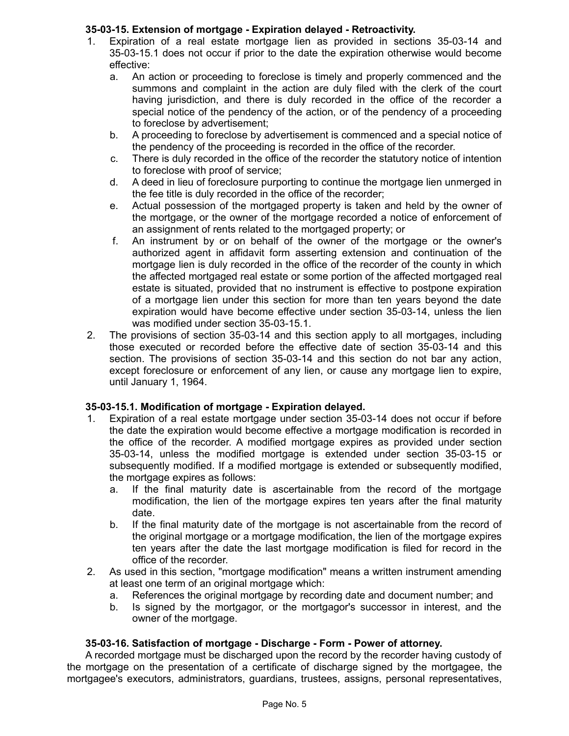**35-03-15. Extension of mortgage - Expiration delayed - Retroactivity.**

1. Expiration of a real estate mortgage lien as provided in sections 35-03-14 and 35-03-15.1 does not occur if prior to the date the expiration otherwise would become effective:
   a. An action or proceeding to foreclose is timely and properly commenced and the summons and complaint in the action are duly filed with the clerk of the court having jurisdiction, and there is duly recorded in the office of the recorder a special notice of the pendency of the action, or of the pendency of a proceeding to foreclose by advertisement;
   b. A proceeding to foreclose by advertisement is commenced and a special notice of the pendency of the proceeding is recorded in the office of the recorder.
   c. There is duly recorded in the office of the recorder the statutory notice of intention to foreclose with proof of service;
   d. A deed in lieu of foreclosure purporting to continue the mortgage lien unmerged in the fee title is duly recorded in the office of the recorder;
   e. Actual possession of the mortgaged property is taken and held by the owner of the mortgage, or the owner of the mortgage recorded a notice of enforcement of an assignment of rents related to the mortgaged property; or
   f. An instrument by or on behalf of the owner of the mortgage or the owner's authorized agent in affidavit form asserting extension and continuation of the mortgage lien is duly recorded in the office of the recorder of the county in which the affected mortgaged real estate or some portion of the affected mortgaged real estate is situated, provided that no instrument is effective to postpone expiration of a mortgage lien under this section for more than ten years beyond the date expiration would have become effective under section 35-03-14, unless the lien was modified under section 35-03-15.1.
2. The provisions of section 35-03-14 and this section apply to all mortgages, including those executed or recorded before the effective date of section 35-03-14 and this section. The provisions of section 35-03-14 and this section do not bar any action, except foreclosure or enforcement of any lien, or cause any mortgage lien to expire, until January 1, 1964.

**35-03-15.1. Modification of mortgage - Expiration delayed.**

1. Expiration of a real estate mortgage under section 35-03-14 does not occur if before the date the expiration would become effective a mortgage modification is recorded in the office of the recorder. A modified mortgage expires as provided under section 35-03-14, unless the modified mortgage is extended under section 35-03-15 or subsequently modified. If a modified mortgage is extended or subsequently modified, the mortgage expires as follows:
   a. If the final maturity date is ascertainable from the record of the mortgage modification, the lien of the mortgage expires ten years after the final maturity date.
   b. If the final maturity date of the mortgage is not ascertainable from the record of the original mortgage or a mortgage modification, the lien of the mortgage expires ten years after the date the last mortgage modification is filed for record in the office of the recorder.
2. As used in this section, "mortgage modification" means a written instrument amending at least one term of an original mortgage which:
   a. References the original mortgage by recording date and document number; and
   b. Is signed by the mortgagor, or the mortgagor's successor in interest, and the owner of the mortgage.

**35-03-16. Satisfaction of mortgage - Discharge - Form - Power of attorney.**

A recorded mortgage must be discharged upon the record by the recorder having custody of the mortgage on the presentation of a certificate of discharge signed by the mortgagee, the mortgagee's executors, administrators, guardians, trustees, assigns, personal representatives,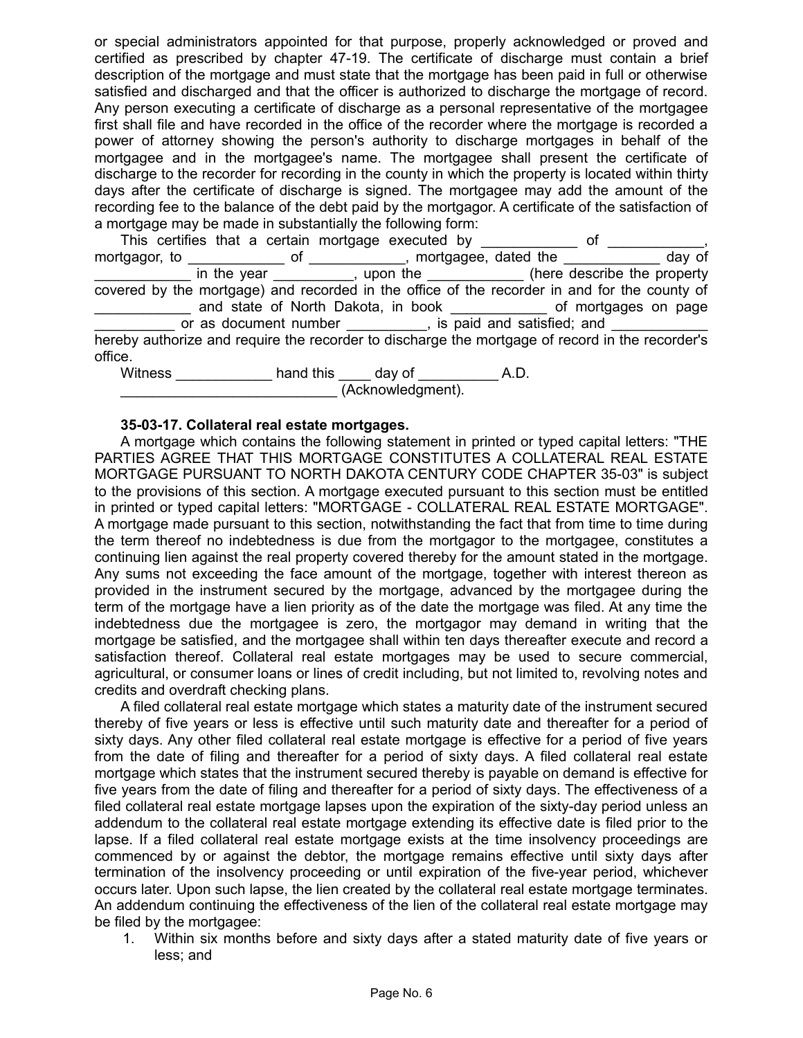or special administrators appointed for that purpose, properly acknowledged or proved and certified as prescribed by chapter 47-19. The certificate of discharge must contain a brief description of the mortgage and must state that the mortgage has been paid in full or otherwise satisfied and discharged and that the officer is authorized to discharge the mortgage of record. Any person executing a certificate of discharge as a personal representative of the mortgagee first shall file and have recorded in the office of the recorder where the mortgage is recorded a power of attorney showing the person's authority to discharge mortgages in behalf of the mortgagee and in the mortgagee's name. The mortgagee shall present the certificate of discharge to the recorder for recording in the county in which the property is located within thirty days after the certificate of discharge is signed. The mortgagee may add the amount of the recording fee to the balance of the debt paid by the mortgagor. A certificate of the satisfaction of a mortgage may be made in substantially the following form:

This certifies that a certain mortgage executed by ____________ of ____________, mortgagor, to ____________ of ____________, mortgagee, dated the ____________ day of ____________ in the year __________, upon the ____________ (here describe the property covered by the mortgage) and recorded in the office of the recorder in and for the county of ____________ and state of North Dakota, in book ____________ of mortgages on page __________ or as document number __________, is paid and satisfied; and ____________ hereby authorize and require the recorder to discharge the mortgage of record in the recorder's office.

Witness ____________ hand this ____ day of __________ A.D.

___________________________ (Acknowledgment).

**35-03-17. Collateral real estate mortgages.**

A mortgage which contains the following statement in printed or typed capital letters: "THE PARTIES AGREE THAT THIS MORTGAGE CONSTITUTES A COLLATERAL REAL ESTATE MORTGAGE PURSUANT TO NORTH DAKOTA CENTURY CODE CHAPTER 35-03" is subject to the provisions of this section. A mortgage executed pursuant to this section must be entitled in printed or typed capital letters: "MORTGAGE - COLLATERAL REAL ESTATE MORTGAGE". A mortgage made pursuant to this section, notwithstanding the fact that from time to time during the term thereof no indebtedness is due from the mortgagor to the mortgagee, constitutes a continuing lien against the real property covered thereby for the amount stated in the mortgage. Any sums not exceeding the face amount of the mortgage, together with interest thereon as provided in the instrument secured by the mortgage, advanced by the mortgagee during the term of the mortgage have a lien priority as of the date the mortgage was filed. At any time the indebtedness due the mortgagee is zero, the mortgagor may demand in writing that the mortgage be satisfied, and the mortgagee shall within ten days thereafter execute and record a satisfaction thereof. Collateral real estate mortgages may be used to secure commercial, agricultural, or consumer loans or lines of credit including, but not limited to, revolving notes and credits and overdraft checking plans.

A filed collateral real estate mortgage which states a maturity date of the instrument secured thereby of five years or less is effective until such maturity date and thereafter for a period of sixty days. Any other filed collateral real estate mortgage is effective for a period of five years from the date of filing and thereafter for a period of sixty days. A filed collateral real estate mortgage which states that the instrument secured thereby is payable on demand is effective for five years from the date of filing and thereafter for a period of sixty days. The effectiveness of a filed collateral real estate mortgage lapses upon the expiration of the sixty-day period unless an addendum to the collateral real estate mortgage extending its effective date is filed prior to the lapse. If a filed collateral real estate mortgage exists at the time insolvency proceedings are commenced by or against the debtor, the mortgage remains effective until sixty days after termination of the insolvency proceeding or until expiration of the five-year period, whichever occurs later. Upon such lapse, the lien created by the collateral real estate mortgage terminates. An addendum continuing the effectiveness of the lien of the collateral real estate mortgage may be filed by the mortgagee:

1. Within six months before and sixty days after a stated maturity date of five years or less; and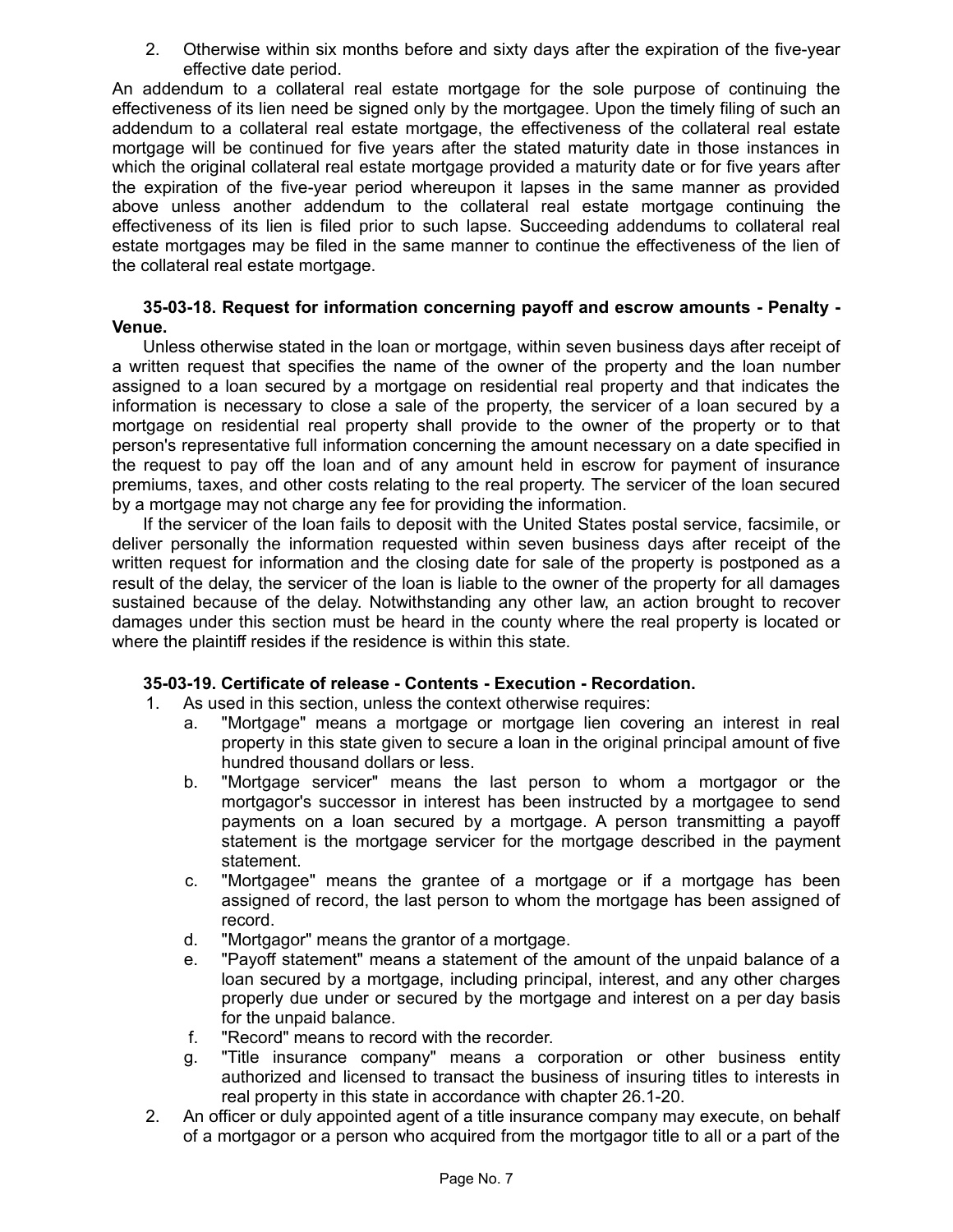2. Otherwise within six months before and sixty days after the expiration of the five-year effective date period.

An addendum to a collateral real estate mortgage for the sole purpose of continuing the effectiveness of its lien need be signed only by the mortgagee. Upon the timely filing of such an addendum to a collateral real estate mortgage, the effectiveness of the collateral real estate mortgage will be continued for five years after the stated maturity date in those instances in which the original collateral real estate mortgage provided a maturity date or for five years after the expiration of the five-year period whereupon it lapses in the same manner as provided above unless another addendum to the collateral real estate mortgage continuing the effectiveness of its lien is filed prior to such lapse. Succeeding addendums to collateral real estate mortgages may be filed in the same manner to continue the effectiveness of the lien of the collateral real estate mortgage.

**35-03-18. Request for information concerning payoff and escrow amounts - Penalty - Venue.**

Unless otherwise stated in the loan or mortgage, within seven business days after receipt of a written request that specifies the name of the owner of the property and the loan number assigned to a loan secured by a mortgage on residential real property and that indicates the information is necessary to close a sale of the property, the servicer of a loan secured by a mortgage on residential real property shall provide to the owner of the property or to that person's representative full information concerning the amount necessary on a date specified in the request to pay off the loan and of any amount held in escrow for payment of insurance premiums, taxes, and other costs relating to the real property. The servicer of the loan secured by a mortgage may not charge any fee for providing the information.

If the servicer of the loan fails to deposit with the United States postal service, facsimile, or deliver personally the information requested within seven business days after receipt of the written request for information and the closing date for sale of the property is postponed as a result of the delay, the servicer of the loan is liable to the owner of the property for all damages sustained because of the delay. Notwithstanding any other law, an action brought to recover damages under this section must be heard in the county where the real property is located or where the plaintiff resides if the residence is within this state.

**35-03-19. Certificate of release - Contents - Execution - Recordation.**

1. As used in this section, unless the context otherwise requires:
   a. "Mortgage" means a mortgage or mortgage lien covering an interest in real property in this state given to secure a loan in the original principal amount of five hundred thousand dollars or less.
   b. "Mortgage servicer" means the last person to whom a mortgagor or the mortgagor's successor in interest has been instructed by a mortgagee to send payments on a loan secured by a mortgage. A person transmitting a payoff statement is the mortgage servicer for the mortgage described in the payment statement.
   c. "Mortgagee" means the grantee of a mortgage or if a mortgage has been assigned of record, the last person to whom the mortgage has been assigned of record.
   d. "Mortgagor" means the grantor of a mortgage.
   e. "Payoff statement" means a statement of the amount of the unpaid balance of a loan secured by a mortgage, including principal, interest, and any other charges properly due under or secured by the mortgage and interest on a per day basis for the unpaid balance.
   f. "Record" means to record with the recorder.
   g. "Title insurance company" means a corporation or other business entity authorized and licensed to transact the business of insuring titles to interests in real property in this state in accordance with chapter 26.1-20.
2. An officer or duly appointed agent of a title insurance company may execute, on behalf of a mortgagor or a person who acquired from the mortgagor title to all or a part of the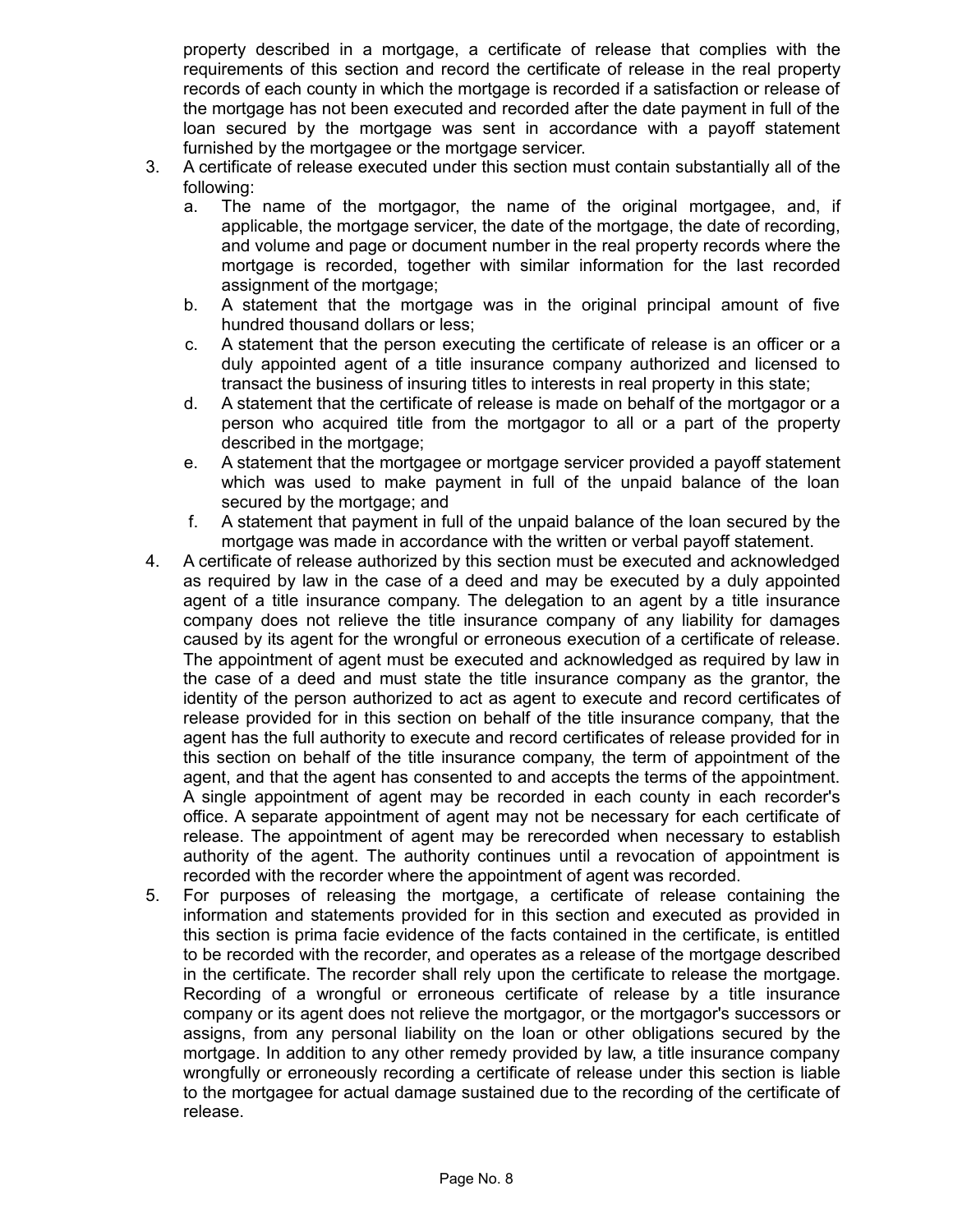property described in a mortgage, a certificate of release that complies with the requirements of this section and record the certificate of release in the real property records of each county in which the mortgage is recorded if a satisfaction or release of the mortgage has not been executed and recorded after the date payment in full of the loan secured by the mortgage was sent in accordance with a payoff statement furnished by the mortgagee or the mortgage servicer.

3. A certificate of release executed under this section must contain substantially all of the following:
   a. The name of the mortgagor, the name of the original mortgagee, and, if applicable, the mortgage servicer, the date of the mortgage, the date of recording, and volume and page or document number in the real property records where the mortgage is recorded, together with similar information for the last recorded assignment of the mortgage;
   b. A statement that the mortgage was in the original principal amount of five hundred thousand dollars or less;
   c. A statement that the person executing the certificate of release is an officer or a duly appointed agent of a title insurance company authorized and licensed to transact the business of insuring titles to interests in real property in this state;
   d. A statement that the certificate of release is made on behalf of the mortgagor or a person who acquired title from the mortgagor to all or a part of the property described in the mortgage;
   e. A statement that the mortgagee or mortgage servicer provided a payoff statement which was used to make payment in full of the unpaid balance of the loan secured by the mortgage; and
   f. A statement that payment in full of the unpaid balance of the loan secured by the mortgage was made in accordance with the written or verbal payoff statement.
4. A certificate of release authorized by this section must be executed and acknowledged as required by law in the case of a deed and may be executed by a duly appointed agent of a title insurance company. The delegation to an agent by a title insurance company does not relieve the title insurance company of any liability for damages caused by its agent for the wrongful or erroneous execution of a certificate of release. The appointment of agent must be executed and acknowledged as required by law in the case of a deed and must state the title insurance company as the grantor, the identity of the person authorized to act as agent to execute and record certificates of release provided for in this section on behalf of the title insurance company, that the agent has the full authority to execute and record certificates of release provided for in this section on behalf of the title insurance company, the term of appointment of the agent, and that the agent has consented to and accepts the terms of the appointment. A single appointment of agent may be recorded in each county in each recorder's office. A separate appointment of agent may not be necessary for each certificate of release. The appointment of agent may be rerecorded when necessary to establish authority of the agent. The authority continues until a revocation of appointment is recorded with the recorder where the appointment of agent was recorded.
5. For purposes of releasing the mortgage, a certificate of release containing the information and statements provided for in this section and executed as provided in this section is prima facie evidence of the facts contained in the certificate, is entitled to be recorded with the recorder, and operates as a release of the mortgage described in the certificate. The recorder shall rely upon the certificate to release the mortgage. Recording of a wrongful or erroneous certificate of release by a title insurance company or its agent does not relieve the mortgagor, or the mortgagor's successors or assigns, from any personal liability on the loan or other obligations secured by the mortgage. In addition to any other remedy provided by law, a title insurance company wrongfully or erroneously recording a certificate of release under this section is liable to the mortgagee for actual damage sustained due to the recording of the certificate of release.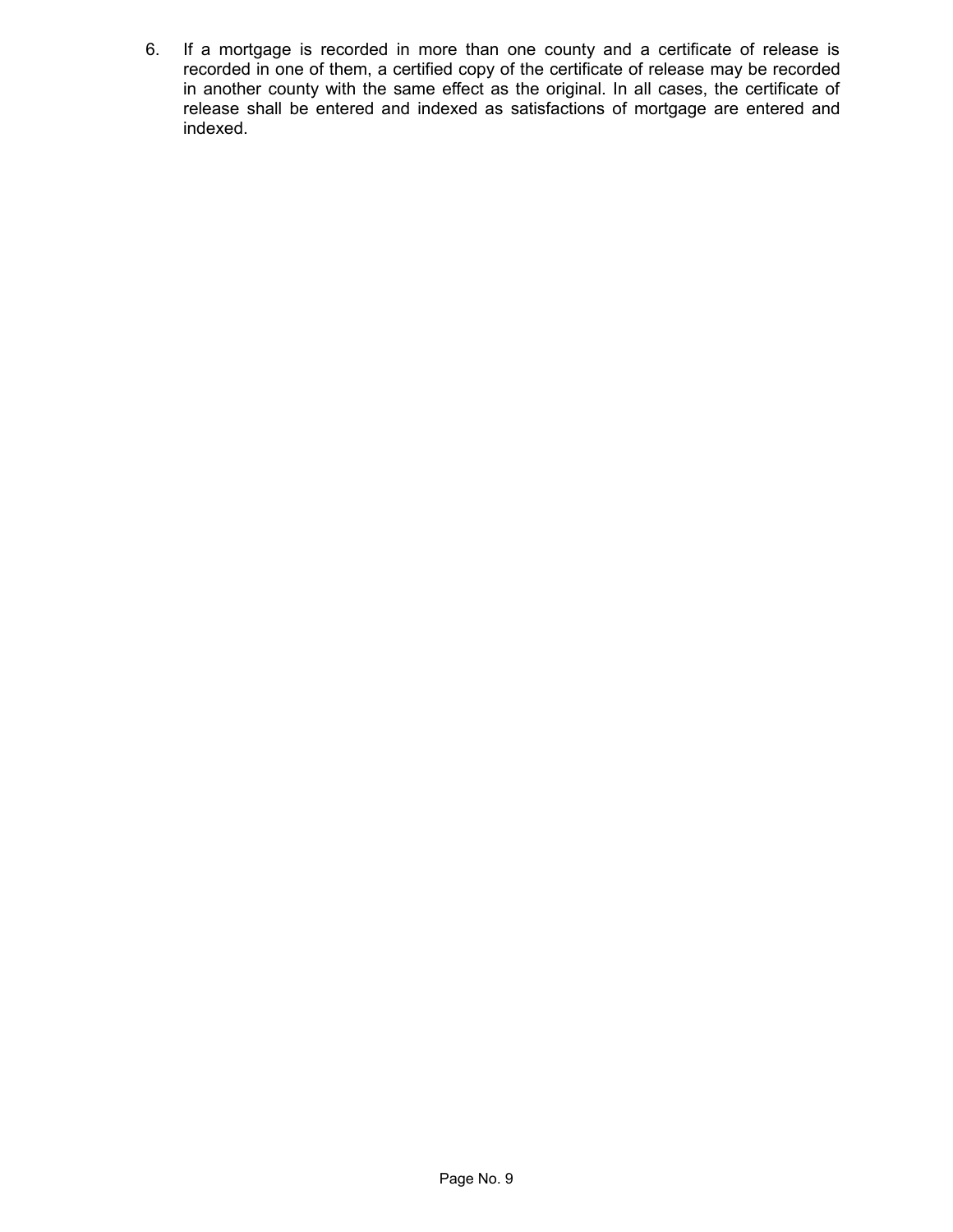6. If a mortgage is recorded in more than one county and a certificate of release is recorded in one of them, a certified copy of the certificate of release may be recorded in another county with the same effect as the original. In all cases, the certificate of release shall be entered and indexed as satisfactions of mortgage are entered and indexed.